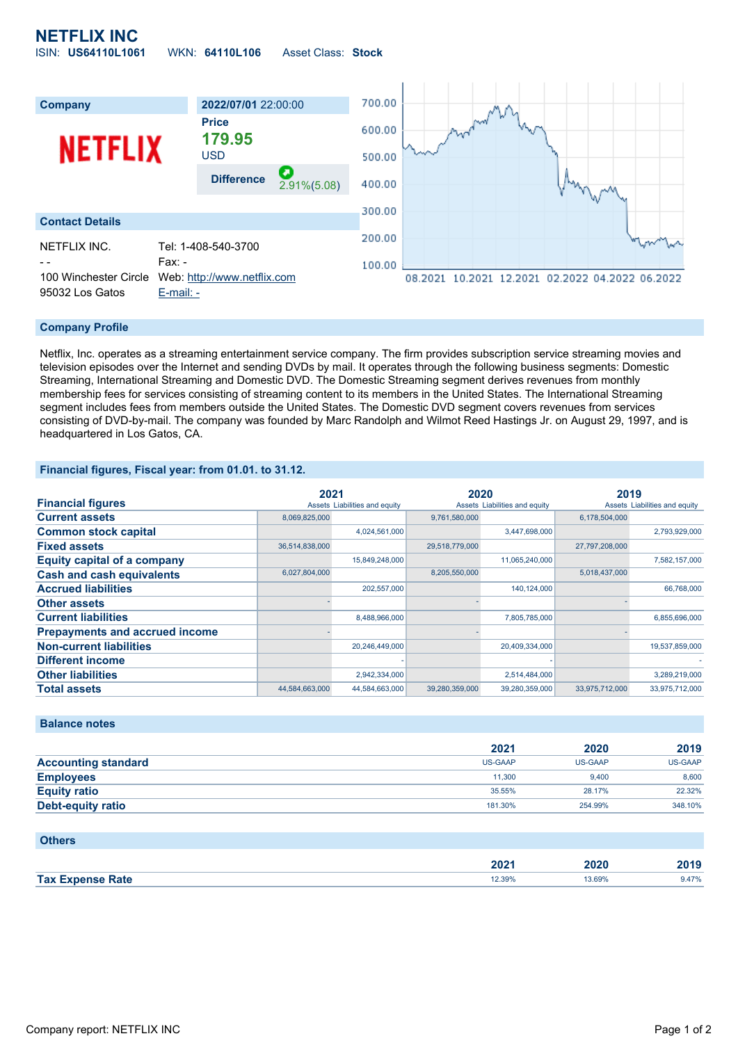# NETFLIX INC

ISIN: **US64110L1061** WKN: **64110L106** Asset Class: **Stock**

| Company | 2022/07/01 22:00:00 |
|---|---|
| NETFLIX | Price **179.95** USD |
| | Difference 2.91%(5.08) |

## Contact Details

NETFLIX INC.
- -
100 Winchester Circle
95032 Los Gatos

Tel: 1-408-540-3700
Fax: -
Web: http://www.netflix.com
E-mail: -

## Company Profile

Netflix, Inc. operates as a streaming entertainment service company. The firm provides subscription service streaming movies and television episodes over the Internet and sending DVDs by mail. It operates through the following business segments: Domestic Streaming, International Streaming and Domestic DVD. The Domestic Streaming segment derives revenues from monthly membership fees for services consisting of streaming content to its members in the United States. The International Streaming segment includes fees from members outside the United States. The Domestic DVD segment covers revenues from services consisting of DVD-by-mail. The company was founded by Marc Randolph and Wilmot Reed Hastings Jr. on August 29, 1997, and is headquartered in Los Gatos, CA.

## Financial figures, Fiscal year: from 01.01. to 31.12.

| Financial figures | 2021 | | 2020 | | 2019 | |
|---|---|---|---|---|---|---|
| | Assets | Liabilities and equity | Assets | Liabilities and equity | Assets | Liabilities and equity |
| Current assets | 8,069,825,000 | | 9,761,580,000 | | 6,178,504,000 | |
| Common stock capital | | 4,024,561,000 | | 3,447,698,000 | | 2,793,929,000 |
| Fixed assets | 36,514,838,000 | | 29,518,779,000 | | 27,797,208,000 | |
| Equity capital of a company | | 15,849,248,000 | | 11,065,240,000 | | 7,582,157,000 |
| Cash and cash equivalents | 6,027,804,000 | | 8,205,550,000 | | 5,018,437,000 | |
| Accrued liabilities | | 202,557,000 | | 140,124,000 | | 66,768,000 |
| Other assets | - | | - | | - | |
| Current liabilities | | 8,488,966,000 | | 7,805,785,000 | | 6,855,696,000 |
| Prepayments and accrued income | - | | - | | - | |
| Non-current liabilities | | 20,246,449,000 | | 20,409,334,000 | | 19,537,859,000 |
| Different income | | - | | - | | - |
| Other liabilities | | 2,942,334,000 | | 2,514,484,000 | | 3,289,219,000 |
| Total assets | 44,584,663,000 | 44,584,663,000 | 39,280,359,000 | 39,280,359,000 | 33,975,712,000 | 33,975,712,000 |

## Balance notes

| | 2021 | 2020 | 2019 |
|---|---|---|---|
| Accounting standard | US-GAAP | US-GAAP | US-GAAP |
| Employees | 11,300 | 9,400 | 8,600 |
| Equity ratio | 35.55% | 28.17% | 22.32% |
| Debt-equity ratio | 181.30% | 254.99% | 348.10% |

## Others

| | 2021 | 2020 | 2019 |
|---|---|---|---|
| Tax Expense Rate | 12.39% | 13.69% | 9.47% |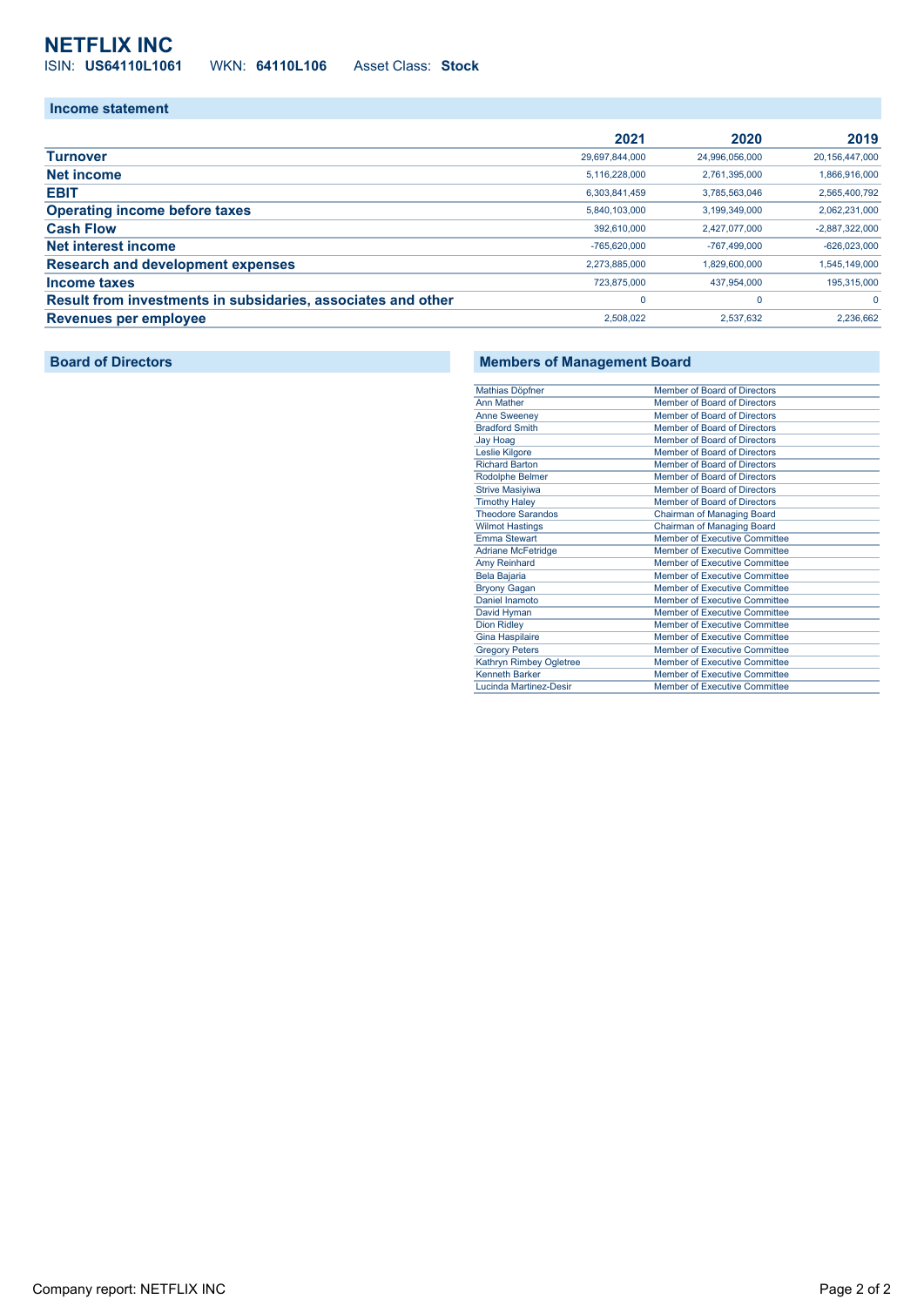# NETFLIX INC

ISIN: **US64110L1061** WKN: **64110L106** Asset Class: **Stock**

## Income statement

| | 2021 | 2020 | 2019 |
|---|---|---|---|
| **Turnover** | 29,697,844,000 | 24,996,056,000 | 20,156,447,000 |
| **Net income** | 5,116,228,000 | 2,761,395,000 | 1,866,916,000 |
| **EBIT** | 6,303,841,459 | 3,785,563,046 | 2,565,400,792 |
| **Operating income before taxes** | 5,840,103,000 | 3,199,349,000 | 2,062,231,000 |
| **Cash Flow** | 392,610,000 | 2,427,077,000 | -2,887,322,000 |
| **Net interest income** | -765,620,000 | -767,499,000 | -626,023,000 |
| **Research and development expenses** | 2,273,885,000 | 1,829,600,000 | 1,545,149,000 |
| **Income taxes** | 723,875,000 | 437,954,000 | 195,315,000 |
| **Result from investments in subsidaries, associates and other** | 0 | 0 | 0 |
| **Revenues per employee** | 2,508,022 | 2,537,632 | 2,236,662 |

## Board of Directors

## Members of Management Board

| | |
|---|---|
| Mathias Döpfner | Member of Board of Directors |
| Ann Mather | Member of Board of Directors |
| Anne Sweeney | Member of Board of Directors |
| Bradford Smith | Member of Board of Directors |
| Jay Hoag | Member of Board of Directors |
| Leslie Kilgore | Member of Board of Directors |
| Richard Barton | Member of Board of Directors |
| Rodolphe Belmer | Member of Board of Directors |
| Strive Masiyiwa | Member of Board of Directors |
| Timothy Haley | Member of Board of Directors |
| Theodore Sarandos | Chairman of Managing Board |
| Wilmot Hastings | Chairman of Managing Board |
| Emma Stewart | Member of Executive Committee |
| Adriane McFetridge | Member of Executive Committee |
| Amy Reinhard | Member of Executive Committee |
| Bela Bajaria | Member of Executive Committee |
| Bryony Gagan | Member of Executive Committee |
| Daniel Inamoto | Member of Executive Committee |
| David Hyman | Member of Executive Committee |
| Dion Ridley | Member of Executive Committee |
| Gina Haspilaire | Member of Executive Committee |
| Gregory Peters | Member of Executive Committee |
| Kathryn Rimbey Ogletree | Member of Executive Committee |
| Kenneth Barker | Member of Executive Committee |
| Lucinda Martinez-Desir | Member of Executive Committee |